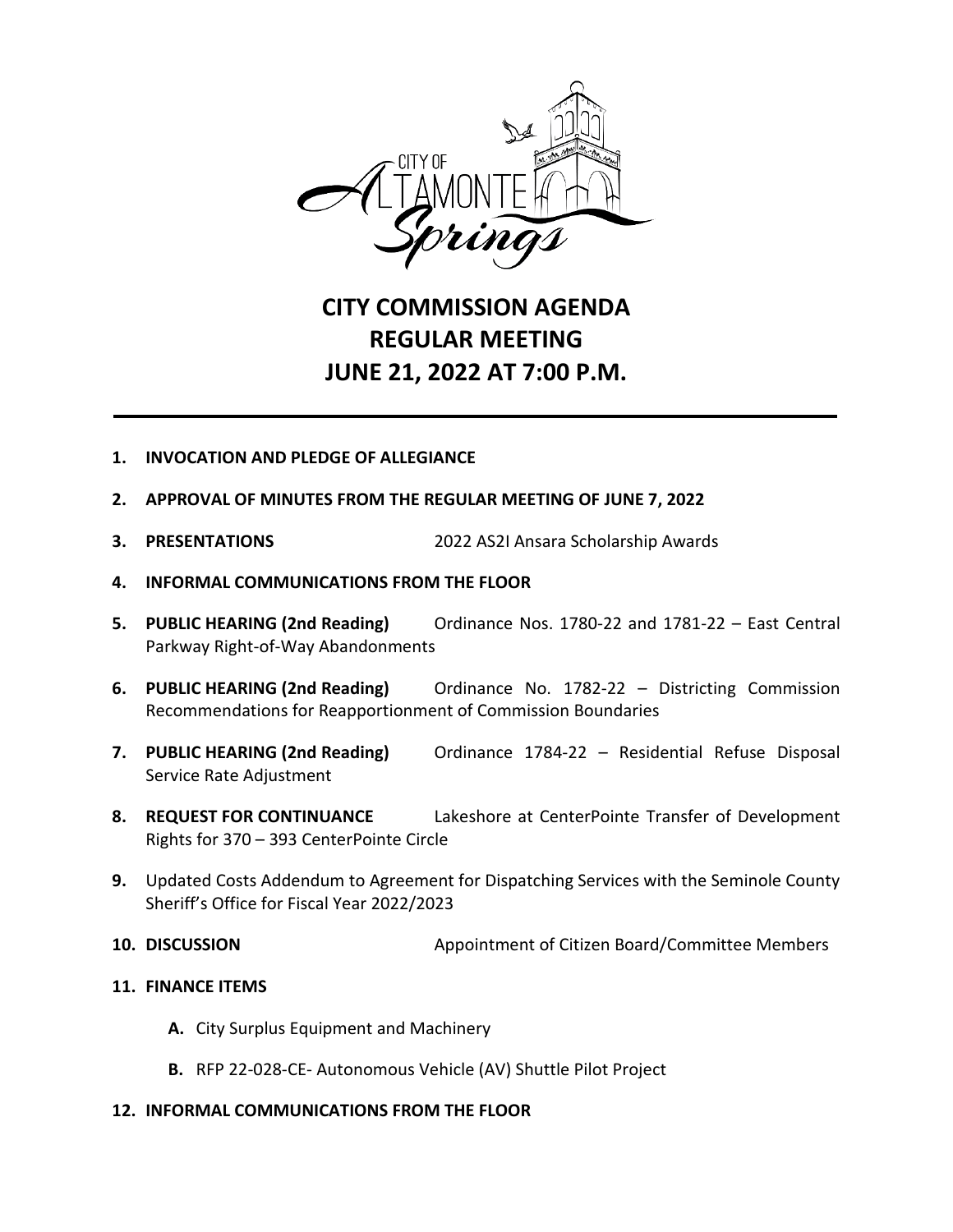# CITY COMMISSION AGENDA
# REGULAR MEETING
# JUNE 21, 2022 AT 7:00 P.M.

1. **INVOCATION AND PLEDGE OF ALLEGIANCE**

2. **APPROVAL OF MINUTES FROM THE REGULAR MEETING OF JUNE 7, 2022**

3. **PRESENTATIONS** 2022 AS2I Ansara Scholarship Awards

4. **INFORMAL COMMUNICATIONS FROM THE FLOOR**

5. **PUBLIC HEARING (2nd Reading)** Ordinance Nos. 1780-22 and 1781-22 – East Central Parkway Right-of-Way Abandonments

6. **PUBLIC HEARING (2nd Reading)** Ordinance No. 1782-22 – Districting Commission Recommendations for Reapportionment of Commission Boundaries

7. **PUBLIC HEARING (2nd Reading)** Ordinance 1784-22 – Residential Refuse Disposal Service Rate Adjustment

8. **REQUEST FOR CONTINUANCE** Lakeshore at CenterPointe Transfer of Development Rights for 370 – 393 CenterPointe Circle

9. Updated Costs Addendum to Agreement for Dispatching Services with the Seminole County Sheriff's Office for Fiscal Year 2022/2023

10. **DISCUSSION** Appointment of Citizen Board/Committee Members

11. **FINANCE ITEMS**

    **A.** City Surplus Equipment and Machinery

    **B.** RFP 22-028-CE- Autonomous Vehicle (AV) Shuttle Pilot Project

12. **INFORMAL COMMUNICATIONS FROM THE FLOOR**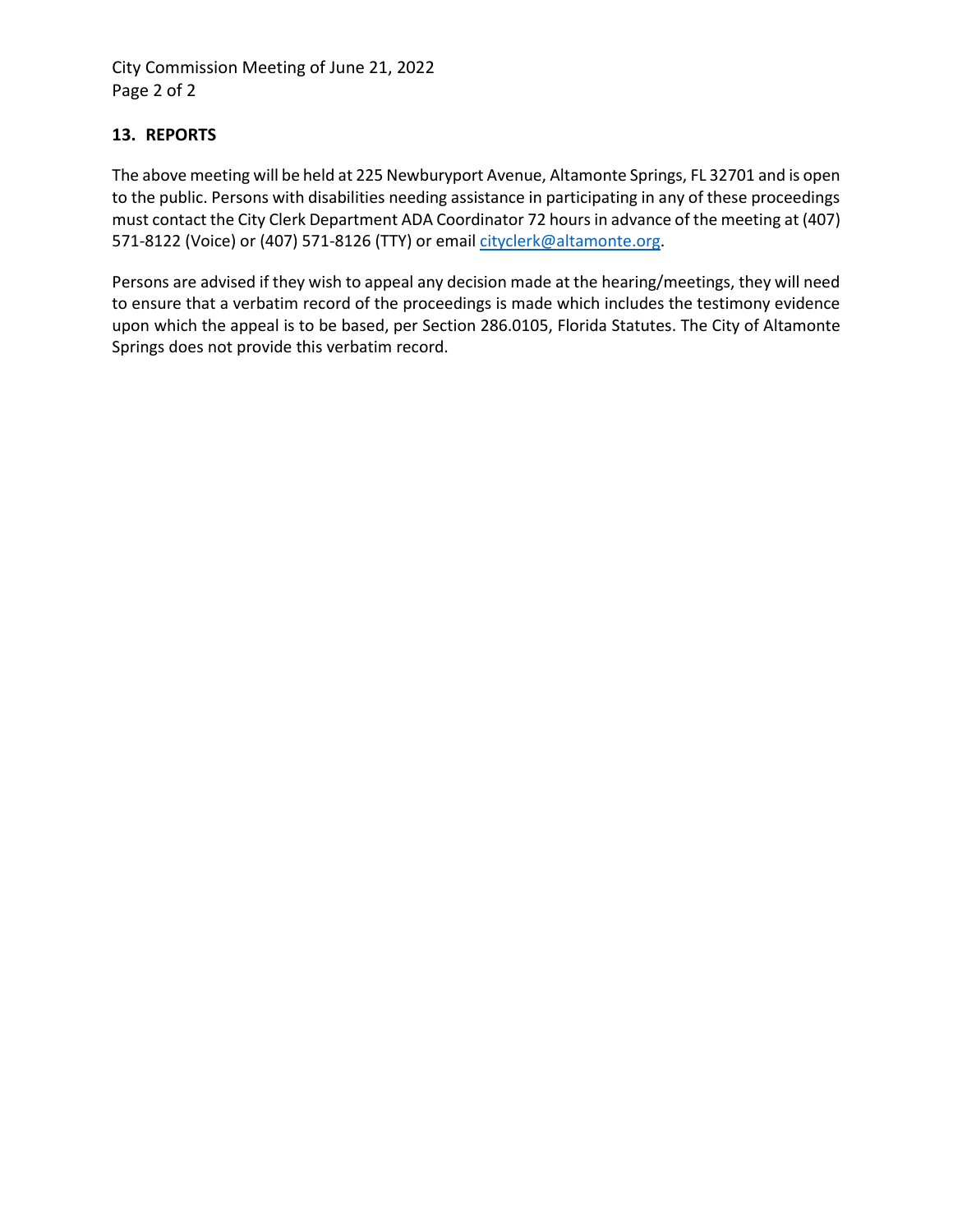## 13. REPORTS

The above meeting will be held at 225 Newburyport Avenue, Altamonte Springs, FL 32701 and is open to the public. Persons with disabilities needing assistance in participating in any of these proceedings must contact the City Clerk Department ADA Coordinator 72 hours in advance of the meeting at (407) 571-8122 (Voice) or (407) 571-8126 (TTY) or email cityclerk@altamonte.org.

Persons are advised if they wish to appeal any decision made at the hearing/meetings, they will need to ensure that a verbatim record of the proceedings is made which includes the testimony evidence upon which the appeal is to be based, per Section 286.0105, Florida Statutes. The City of Altamonte Springs does not provide this verbatim record.